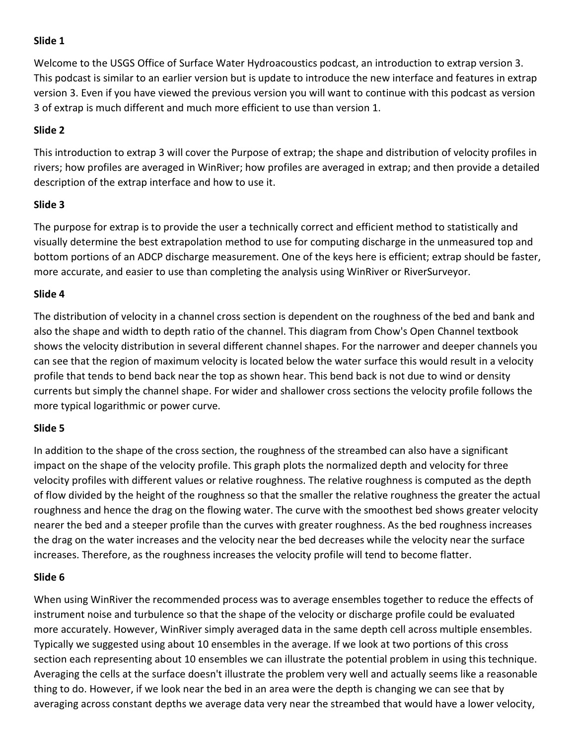**Slide 1**

Welcome to the USGS Office of Surface Water Hydroacoustics podcast, an introduction to extrap version 3. This podcast is similar to an earlier version but is update to introduce the new interface and features in extrap version 3. Even if you have viewed the previous version you will want to continue with this podcast as version 3 of extrap is much different and much more efficient to use than version 1.

**Slide 2**

This introduction to extrap 3 will cover the Purpose of extrap; the shape and distribution of velocity profiles in rivers; how profiles are averaged in WinRiver; how profiles are averaged in extrap; and then provide a detailed description of the extrap interface and how to use it.

**Slide 3**

The purpose for extrap is to provide the user a technically correct and efficient method to statistically and visually determine the best extrapolation method to use for computing discharge in the unmeasured top and bottom portions of an ADCP discharge measurement. One of the keys here is efficient; extrap should be faster, more accurate, and easier to use than completing the analysis using WinRiver or RiverSurveyor.

**Slide 4**

The distribution of velocity in a channel cross section is dependent on the roughness of the bed and bank and also the shape and width to depth ratio of the channel. This diagram from Chow's Open Channel textbook shows the velocity distribution in several different channel shapes. For the narrower and deeper channels you can see that the region of maximum velocity is located below the water surface this would result in a velocity profile that tends to bend back near the top as shown hear. This bend back is not due to wind or density currents but simply the channel shape. For wider and shallower cross sections the velocity profile follows the more typical logarithmic or power curve.

**Slide 5**

In addition to the shape of the cross section, the roughness of the streambed can also have a significant impact on the shape of the velocity profile. This graph plots the normalized depth and velocity for three velocity profiles with different values or relative roughness. The relative roughness is computed as the depth of flow divided by the height of the roughness so that the smaller the relative roughness the greater the actual roughness and hence the drag on the flowing water. The curve with the smoothest bed shows greater velocity nearer the bed and a steeper profile than the curves with greater roughness. As the bed roughness increases the drag on the water increases and the velocity near the bed decreases while the velocity near the surface increases. Therefore, as the roughness increases the velocity profile will tend to become flatter.

**Slide 6**

When using WinRiver the recommended process was to average ensembles together to reduce the effects of instrument noise and turbulence so that the shape of the velocity or discharge profile could be evaluated more accurately. However, WinRiver simply averaged data in the same depth cell across multiple ensembles. Typically we suggested using about 10 ensembles in the average. If we look at two portions of this cross section each representing about 10 ensembles we can illustrate the potential problem in using this technique. Averaging the cells at the surface doesn't illustrate the problem very well and actually seems like a reasonable thing to do. However, if we look near the bed in an area were the depth is changing we can see that by averaging across constant depths we average data very near the streambed that would have a lower velocity,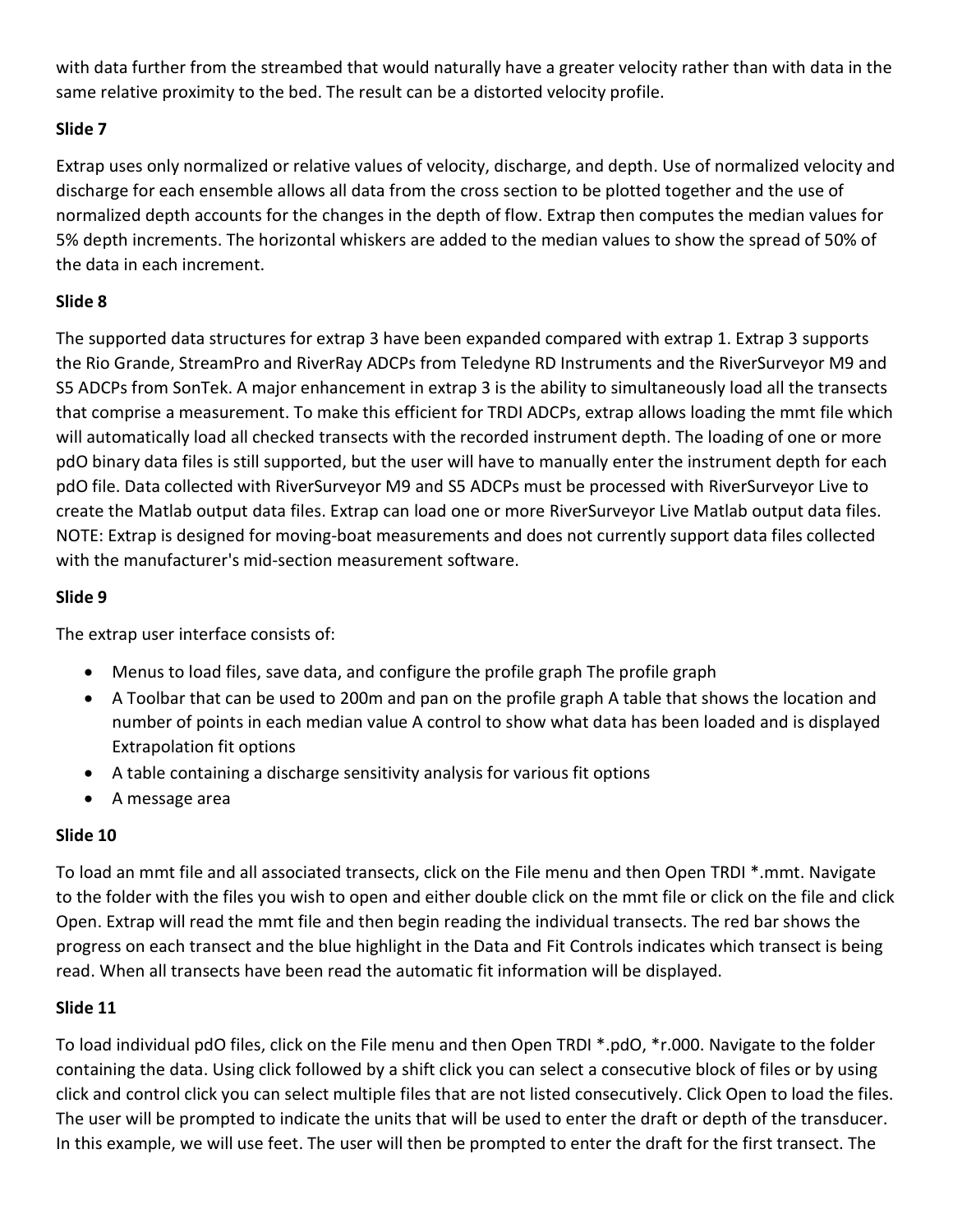with data further from the streambed that would naturally have a greater velocity rather than with data in the same relative proximity to the bed. The result can be a distorted velocity profile.

**Slide 7**

Extrap uses only normalized or relative values of velocity, discharge, and depth. Use of normalized velocity and discharge for each ensemble allows all data from the cross section to be plotted together and the use of normalized depth accounts for the changes in the depth of flow. Extrap then computes the median values for 5% depth increments. The horizontal whiskers are added to the median values to show the spread of 50% of the data in each increment.

**Slide 8**

The supported data structures for extrap 3 have been expanded compared with extrap 1. Extrap 3 supports the Rio Grande, StreamPro and RiverRay ADCPs from Teledyne RD Instruments and the RiverSurveyor M9 and S5 ADCPs from SonTek. A major enhancement in extrap 3 is the ability to simultaneously load all the transects that comprise a measurement. To make this efficient for TRDI ADCPs, extrap allows loading the mmt file which will automatically load all checked transects with the recorded instrument depth. The loading of one or more pdO binary data files is still supported, but the user will have to manually enter the instrument depth for each pdO file. Data collected with RiverSurveyor M9 and S5 ADCPs must be processed with RiverSurveyor Live to create the Matlab output data files. Extrap can load one or more RiverSurveyor Live Matlab output data files. NOTE: Extrap is designed for moving-boat measurements and does not currently support data files collected with the manufacturer's mid-section measurement software.

**Slide 9**

The extrap user interface consists of:

- Menus to load files, save data, and configure the profile graph The profile graph
- A Toolbar that can be used to 200m and pan on the profile graph A table that shows the location and number of points in each median value A control to show what data has been loaded and is displayed Extrapolation fit options
- A table containing a discharge sensitivity analysis for various fit options
- A message area

**Slide 10**

To load an mmt file and all associated transects, click on the File menu and then Open TRDI *.mmt. Navigate to the folder with the files you wish to open and either double click on the mmt file or click on the file and click Open. Extrap will read the mmt file and then begin reading the individual transects. The red bar shows the progress on each transect and the blue highlight in the Data and Fit Controls indicates which transect is being read. When all transects have been read the automatic fit information will be displayed.

**Slide 11**

To load individual pdO files, click on the File menu and then Open TRDI *.pdO, *r.000. Navigate to the folder containing the data. Using click followed by a shift click you can select a consecutive block of files or by using click and control click you can select multiple files that are not listed consecutively. Click Open to load the files. The user will be prompted to indicate the units that will be used to enter the draft or depth of the transducer. In this example, we will use feet. The user will then be prompted to enter the draft for the first transect. The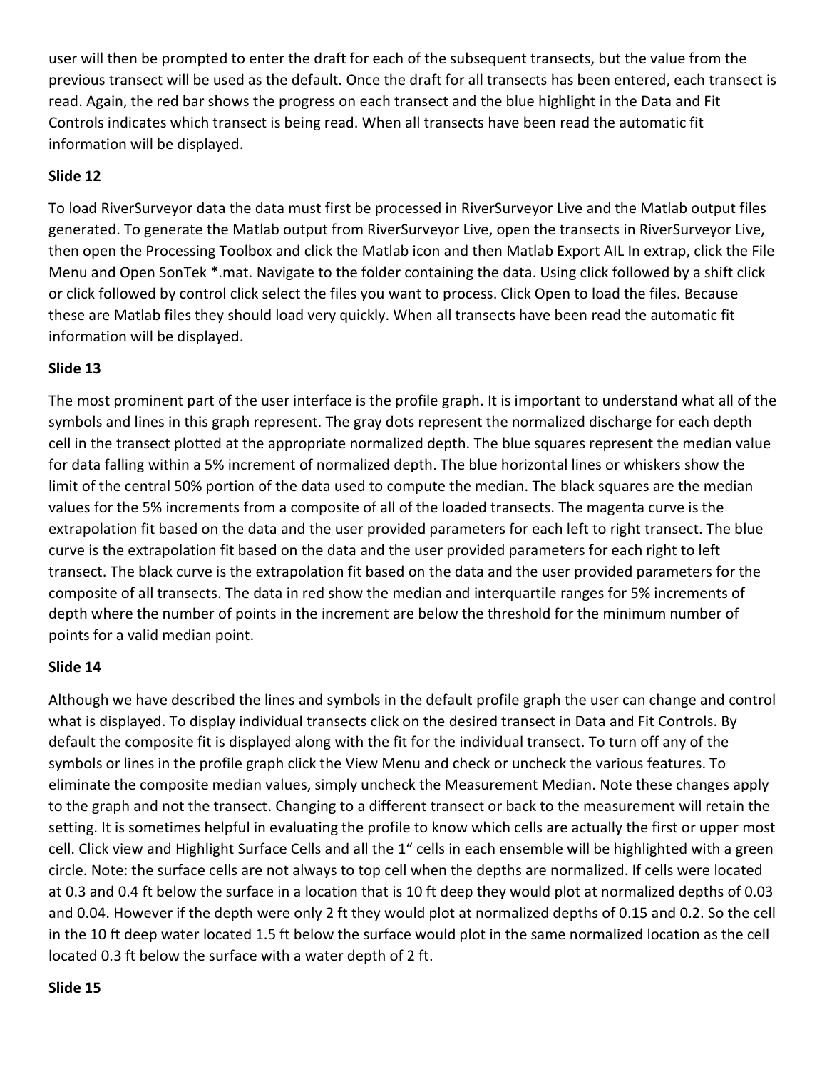user will then be prompted to enter the draft for each of the subsequent transects, but the value from the previous transect will be used as the default. Once the draft for all transects has been entered, each transect is read. Again, the red bar shows the progress on each transect and the blue highlight in the Data and Fit Controls indicates which transect is being read. When all transects have been read the automatic fit information will be displayed.

**Slide 12**

To load RiverSurveyor data the data must first be processed in RiverSurveyor Live and the Matlab output files generated. To generate the Matlab output from RiverSurveyor Live, open the transects in RiverSurveyor Live, then open the Processing Toolbox and click the Matlab icon and then Matlab Export AIL In extrap, click the File Menu and Open SonTek *.mat. Navigate to the folder containing the data. Using click followed by a shift click or click followed by control click select the files you want to process. Click Open to load the files. Because these are Matlab files they should load very quickly. When all transects have been read the automatic fit information will be displayed.

**Slide 13**

The most prominent part of the user interface is the profile graph. It is important to understand what all of the symbols and lines in this graph represent. The gray dots represent the normalized discharge for each depth cell in the transect plotted at the appropriate normalized depth. The blue squares represent the median value for data falling within a 5% increment of normalized depth. The blue horizontal lines or whiskers show the limit of the central 50% portion of the data used to compute the median. The black squares are the median values for the 5% increments from a composite of all of the loaded transects. The magenta curve is the extrapolation fit based on the data and the user provided parameters for each left to right transect. The blue curve is the extrapolation fit based on the data and the user provided parameters for each right to left transect. The black curve is the extrapolation fit based on the data and the user provided parameters for the composite of all transects. The data in red show the median and interquartile ranges for 5% increments of depth where the number of points in the increment are below the threshold for the minimum number of points for a valid median point.

**Slide 14**

Although we have described the lines and symbols in the default profile graph the user can change and control what is displayed. To display individual transects click on the desired transect in Data and Fit Controls. By default the composite fit is displayed along with the fit for the individual transect. To turn off any of the symbols or lines in the profile graph click the View Menu and check or uncheck the various features. To eliminate the composite median values, simply uncheck the Measurement Median. Note these changes apply to the graph and not the transect. Changing to a different transect or back to the measurement will retain the setting. It is sometimes helpful in evaluating the profile to know which cells are actually the first or upper most cell. Click view and Highlight Surface Cells and all the 1" cells in each ensemble will be highlighted with a green circle. Note: the surface cells are not always to top cell when the depths are normalized. If cells were located at 0.3 and 0.4 ft below the surface in a location that is 10 ft deep they would plot at normalized depths of 0.03 and 0.04. However if the depth were only 2 ft they would plot at normalized depths of 0.15 and 0.2. So the cell in the 10 ft deep water located 1.5 ft below the surface would plot in the same normalized location as the cell located 0.3 ft below the surface with a water depth of 2 ft.

**Slide 15**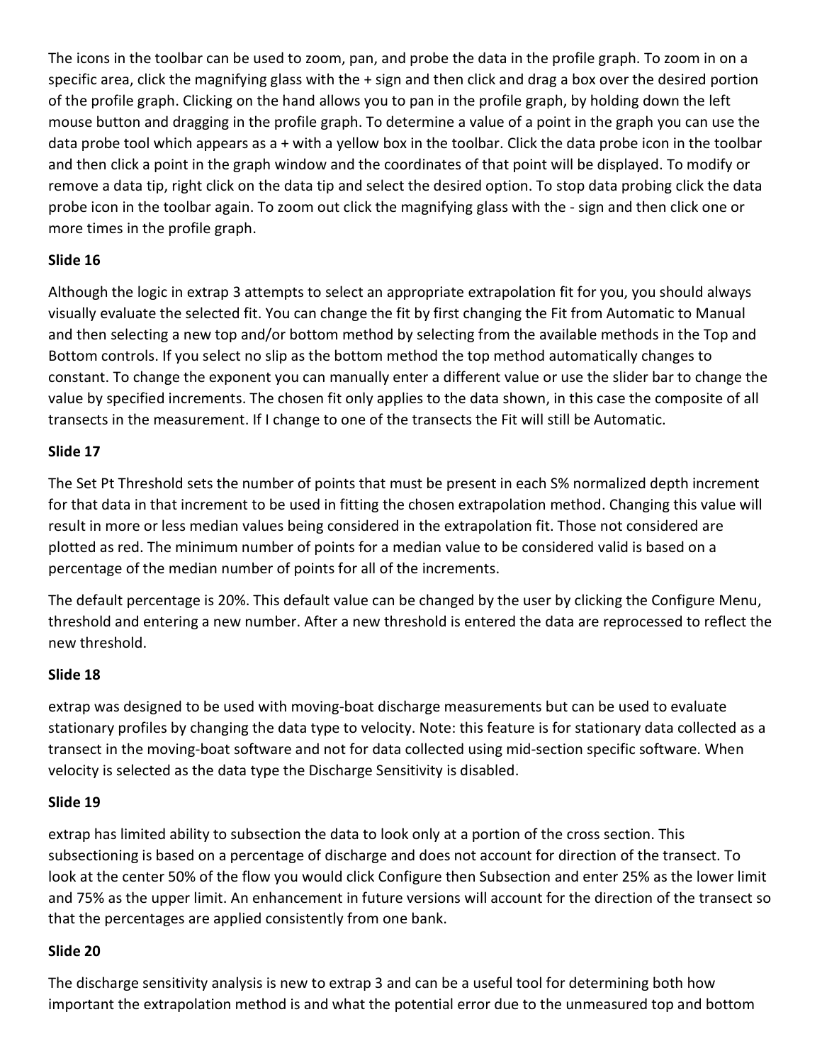The icons in the toolbar can be used to zoom, pan, and probe the data in the profile graph. To zoom in on a specific area, click the magnifying glass with the + sign and then click and drag a box over the desired portion of the profile graph. Clicking on the hand allows you to pan in the profile graph, by holding down the left mouse button and dragging in the profile graph. To determine a value of a point in the graph you can use the data probe tool which appears as a + with a yellow box in the toolbar. Click the data probe icon in the toolbar and then click a point in the graph window and the coordinates of that point will be displayed. To modify or remove a data tip, right click on the data tip and select the desired option. To stop data probing click the data probe icon in the toolbar again. To zoom out click the magnifying glass with the - sign and then click one or more times in the profile graph.

**Slide 16**

Although the logic in extrap 3 attempts to select an appropriate extrapolation fit for you, you should always visually evaluate the selected fit. You can change the fit by first changing the Fit from Automatic to Manual and then selecting a new top and/or bottom method by selecting from the available methods in the Top and Bottom controls. If you select no slip as the bottom method the top method automatically changes to constant. To change the exponent you can manually enter a different value or use the slider bar to change the value by specified increments. The chosen fit only applies to the data shown, in this case the composite of all transects in the measurement. If I change to one of the transects the Fit will still be Automatic.

**Slide 17**

The Set Pt Threshold sets the number of points that must be present in each S% normalized depth increment for that data in that increment to be used in fitting the chosen extrapolation method. Changing this value will result in more or less median values being considered in the extrapolation fit. Those not considered are plotted as red. The minimum number of points for a median value to be considered valid is based on a percentage of the median number of points for all of the increments.

The default percentage is 20%. This default value can be changed by the user by clicking the Configure Menu, threshold and entering a new number. After a new threshold is entered the data are reprocessed to reflect the new threshold.

**Slide 18**

extrap was designed to be used with moving-boat discharge measurements but can be used to evaluate stationary profiles by changing the data type to velocity. Note: this feature is for stationary data collected as a transect in the moving-boat software and not for data collected using mid-section specific software. When velocity is selected as the data type the Discharge Sensitivity is disabled.

**Slide 19**

extrap has limited ability to subsection the data to look only at a portion of the cross section. This subsectioning is based on a percentage of discharge and does not account for direction of the transect. To look at the center 50% of the flow you would click Configure then Subsection and enter 25% as the lower limit and 75% as the upper limit. An enhancement in future versions will account for the direction of the transect so that the percentages are applied consistently from one bank.

**Slide 20**

The discharge sensitivity analysis is new to extrap 3 and can be a useful tool for determining both how important the extrapolation method is and what the potential error due to the unmeasured top and bottom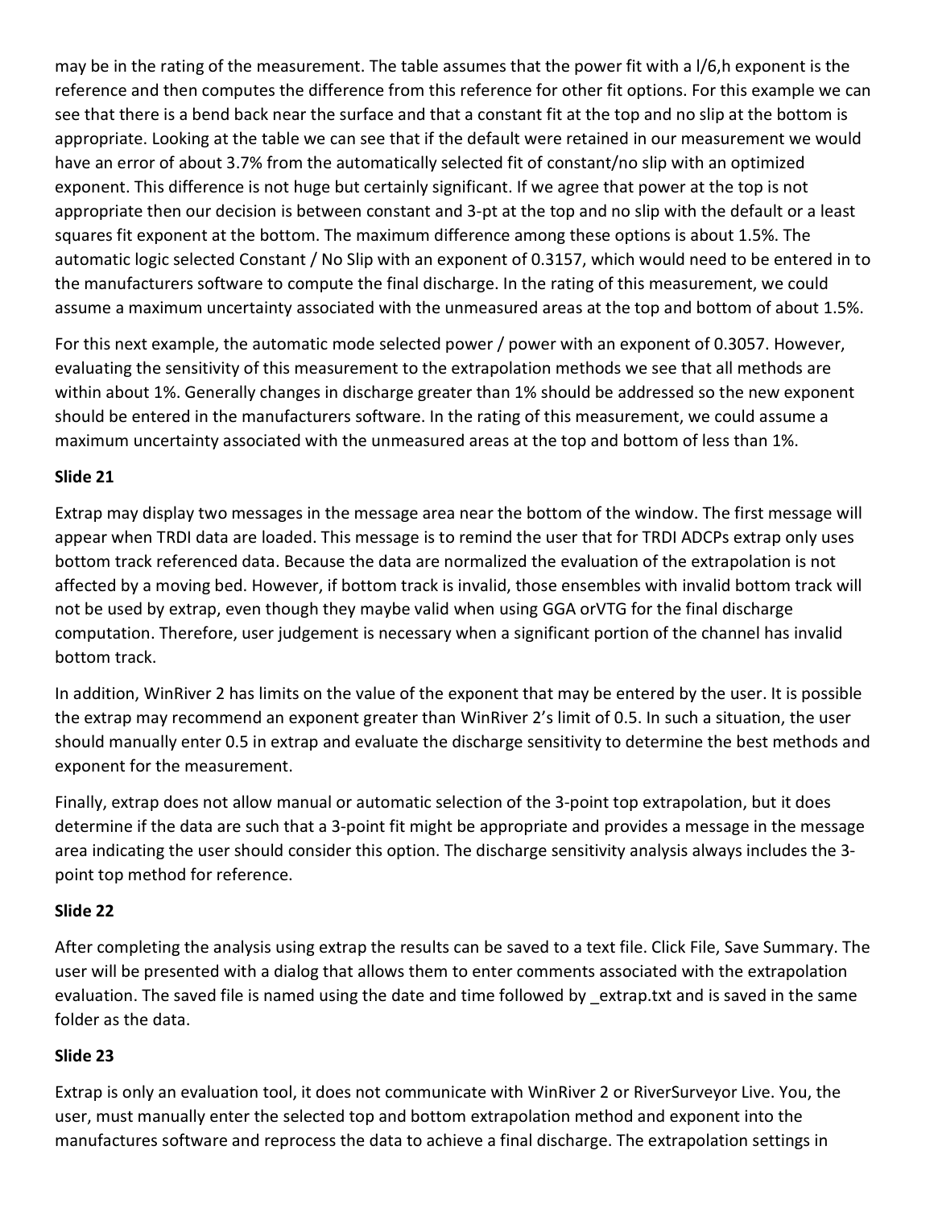may be in the rating of the measurement. The table assumes that the power fit with a l/6,h exponent is the reference and then computes the difference from this reference for other fit options. For this example we can see that there is a bend back near the surface and that a constant fit at the top and no slip at the bottom is appropriate. Looking at the table we can see that if the default were retained in our measurement we would have an error of about 3.7% from the automatically selected fit of constant/no slip with an optimized exponent. This difference is not huge but certainly significant. If we agree that power at the top is not appropriate then our decision is between constant and 3-pt at the top and no slip with the default or a least squares fit exponent at the bottom. The maximum difference among these options is about 1.5%. The automatic logic selected Constant / No Slip with an exponent of 0.3157, which would need to be entered in to the manufacturers software to compute the final discharge. In the rating of this measurement, we could assume a maximum uncertainty associated with the unmeasured areas at the top and bottom of about 1.5%.

For this next example, the automatic mode selected power / power with an exponent of 0.3057. However, evaluating the sensitivity of this measurement to the extrapolation methods we see that all methods are within about 1%. Generally changes in discharge greater than 1% should be addressed so the new exponent should be entered in the manufacturers software. In the rating of this measurement, we could assume a maximum uncertainty associated with the unmeasured areas at the top and bottom of less than 1%.

**Slide 21**

Extrap may display two messages in the message area near the bottom of the window. The first message will appear when TRDI data are loaded. This message is to remind the user that for TRDI ADCPs extrap only uses bottom track referenced data. Because the data are normalized the evaluation of the extrapolation is not affected by a moving bed. However, if bottom track is invalid, those ensembles with invalid bottom track will not be used by extrap, even though they maybe valid when using GGA orVTG for the final discharge computation. Therefore, user judgement is necessary when a significant portion of the channel has invalid bottom track.

In addition, WinRiver 2 has limits on the value of the exponent that may be entered by the user. It is possible the extrap may recommend an exponent greater than WinRiver 2's limit of 0.5. In such a situation, the user should manually enter 0.5 in extrap and evaluate the discharge sensitivity to determine the best methods and exponent for the measurement.

Finally, extrap does not allow manual or automatic selection of the 3-point top extrapolation, but it does determine if the data are such that a 3-point fit might be appropriate and provides a message in the message area indicating the user should consider this option. The discharge sensitivity analysis always includes the 3-point top method for reference.

**Slide 22**

After completing the analysis using extrap the results can be saved to a text file. Click File, Save Summary. The user will be presented with a dialog that allows them to enter comments associated with the extrapolation evaluation. The saved file is named using the date and time followed by _extrap.txt and is saved in the same folder as the data.

**Slide 23**

Extrap is only an evaluation tool, it does not communicate with WinRiver 2 or RiverSurveyor Live. You, the user, must manually enter the selected top and bottom extrapolation method and exponent into the manufactures software and reprocess the data to achieve a final discharge. The extrapolation settings in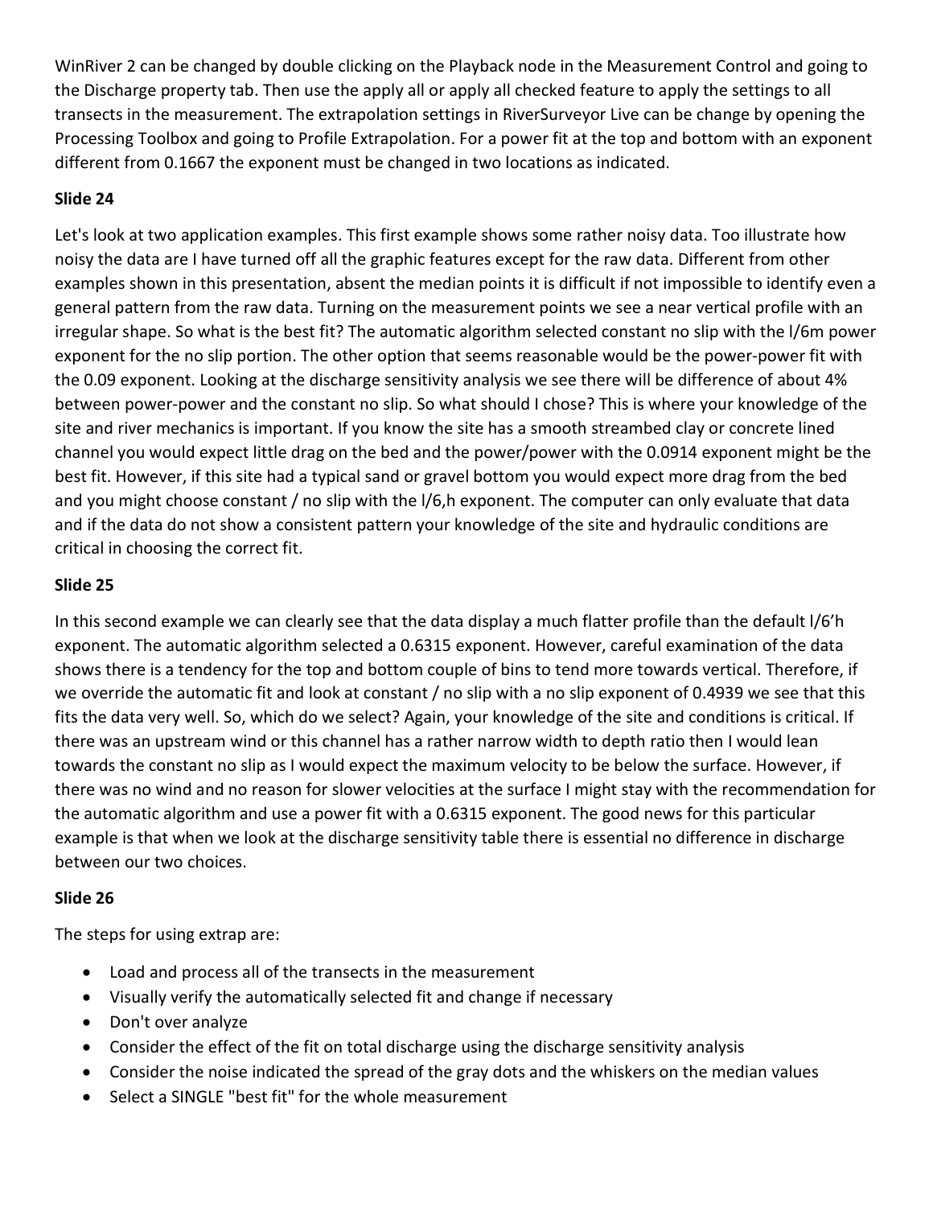WinRiver 2 can be changed by double clicking on the Playback node in the Measurement Control and going to the Discharge property tab. Then use the apply all or apply all checked feature to apply the settings to all transects in the measurement. The extrapolation settings in RiverSurveyor Live can be change by opening the Processing Toolbox and going to Profile Extrapolation. For a power fit at the top and bottom with an exponent different from 0.1667 the exponent must be changed in two locations as indicated.

**Slide 24**

Let's look at two application examples. This first example shows some rather noisy data. Too illustrate how noisy the data are I have turned off all the graphic features except for the raw data. Different from other examples shown in this presentation, absent the median points it is difficult if not impossible to identify even a general pattern from the raw data. Turning on the measurement points we see a near vertical profile with an irregular shape. So what is the best fit? The automatic algorithm selected constant no slip with the l/6m power exponent for the no slip portion. The other option that seems reasonable would be the power-power fit with the 0.09 exponent. Looking at the discharge sensitivity analysis we see there will be difference of about 4% between power-power and the constant no slip. So what should I chose? This is where your knowledge of the site and river mechanics is important. If you know the site has a smooth streambed clay or concrete lined channel you would expect little drag on the bed and the power/power with the 0.0914 exponent might be the best fit. However, if this site had a typical sand or gravel bottom you would expect more drag from the bed and you might choose constant / no slip with the l/6,h exponent. The computer can only evaluate that data and if the data do not show a consistent pattern your knowledge of the site and hydraulic conditions are critical in choosing the correct fit.

**Slide 25**

In this second example we can clearly see that the data display a much flatter profile than the default l/6'h exponent. The automatic algorithm selected a 0.6315 exponent. However, careful examination of the data shows there is a tendency for the top and bottom couple of bins to tend more towards vertical. Therefore, if we override the automatic fit and look at constant / no slip with a no slip exponent of 0.4939 we see that this fits the data very well. So, which do we select? Again, your knowledge of the site and conditions is critical. If there was an upstream wind or this channel has a rather narrow width to depth ratio then I would lean towards the constant no slip as I would expect the maximum velocity to be below the surface. However, if there was no wind and no reason for slower velocities at the surface I might stay with the recommendation for the automatic algorithm and use a power fit with a 0.6315 exponent. The good news for this particular example is that when we look at the discharge sensitivity table there is essential no difference in discharge between our two choices.

**Slide 26**

The steps for using extrap are:

- Load and process all of the transects in the measurement
- Visually verify the automatically selected fit and change if necessary
- Don't over analyze
- Consider the effect of the fit on total discharge using the discharge sensitivity analysis
- Consider the noise indicated the spread of the gray dots and the whiskers on the median values
- Select a SINGLE "best fit" for the whole measurement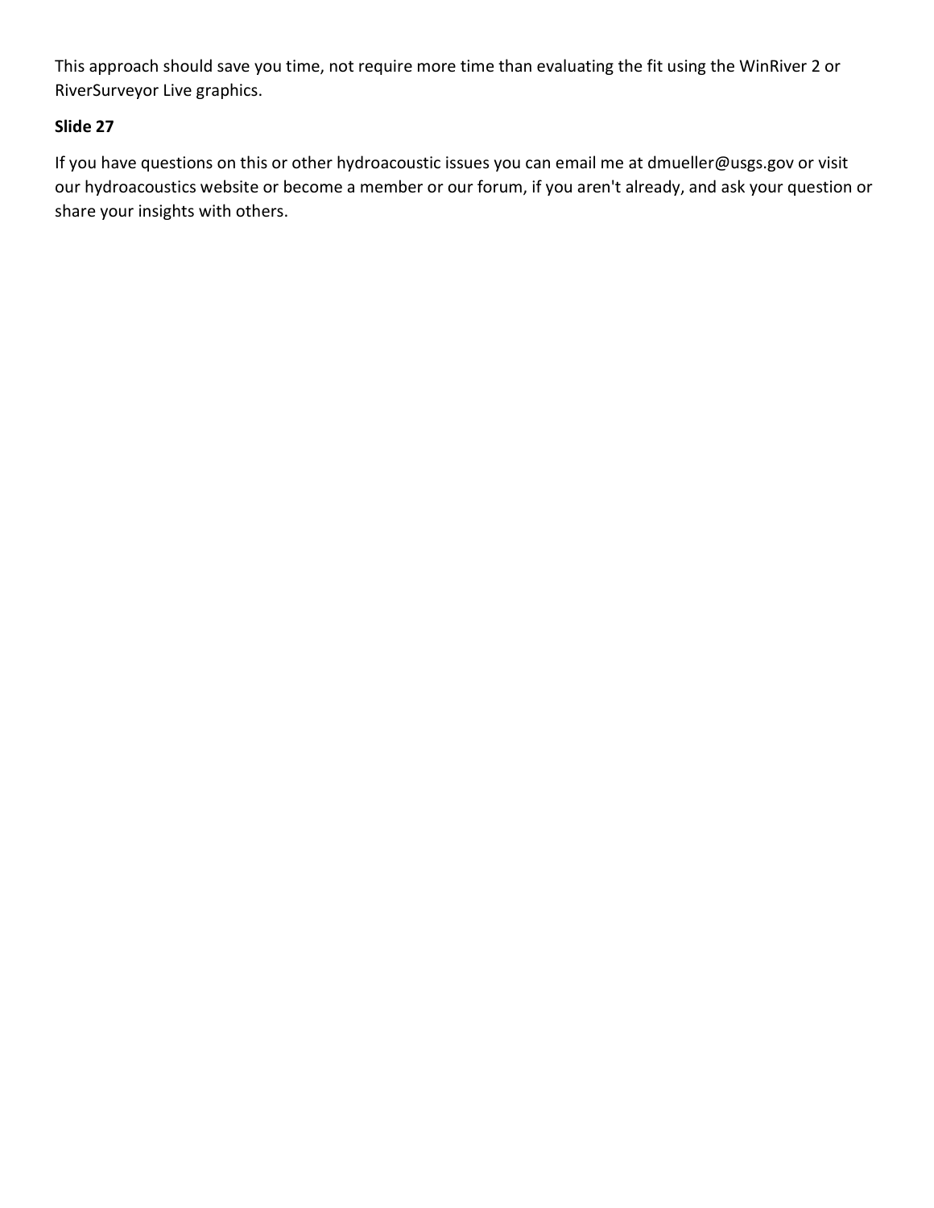This approach should save you time, not require more time than evaluating the fit using the WinRiver 2 or RiverSurveyor Live graphics.

**Slide 27**

If you have questions on this or other hydroacoustic issues you can email me at dmueller@usgs.gov or visit our hydroacoustics website or become a member or our forum, if you aren't already, and ask your question or share your insights with others.